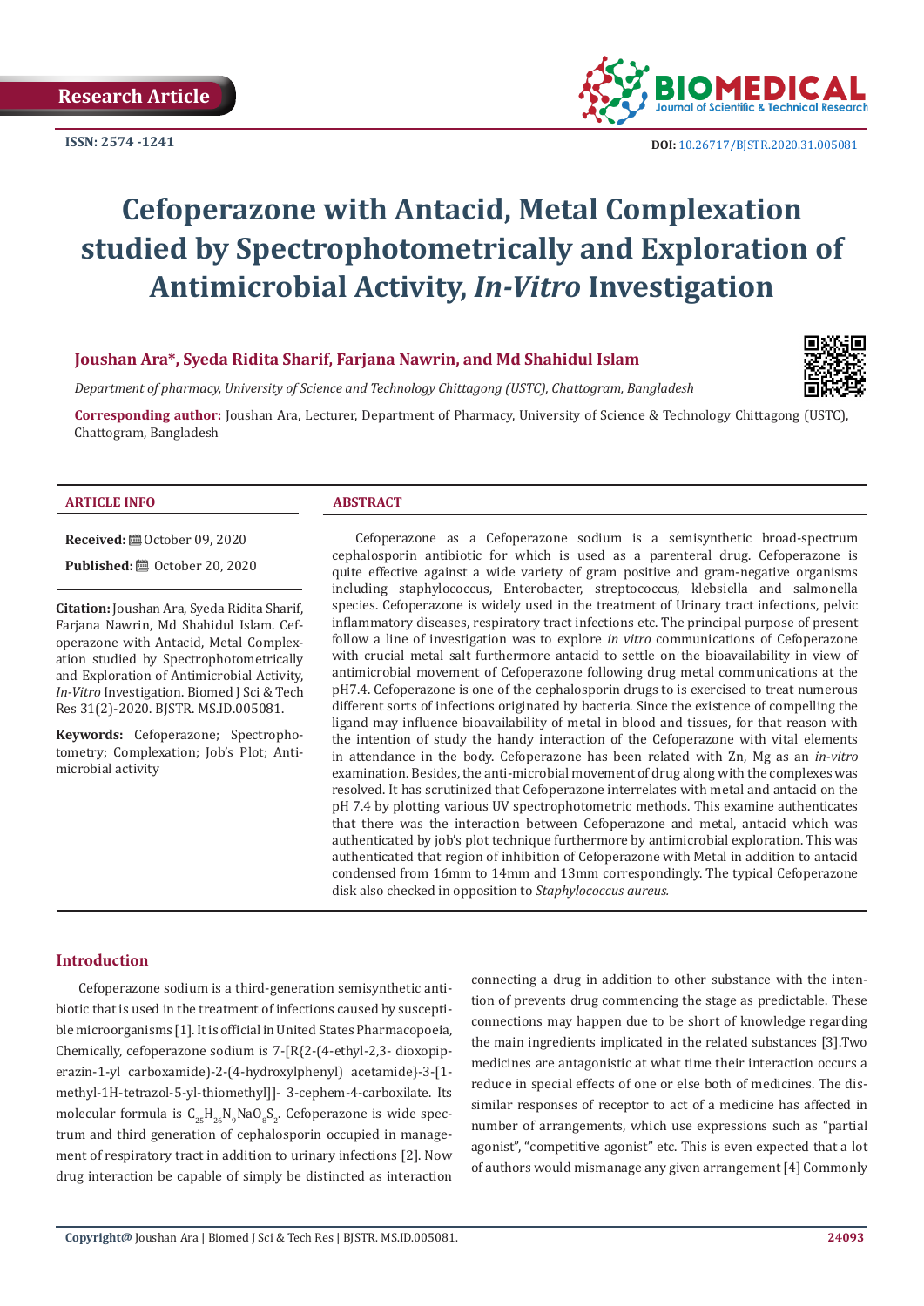Research Article

ISSN: 2574 -1241

DOI: 10.26717/BJSTR.2020.31.005081

# Cefoperazone with Antacid, Metal Complexation studied by Spectrophotometrically and Exploration of Antimicrobial Activity, *In-Vitro* Investigation

**Joushan Ara\*, Syeda Ridita Sharif, Farjana Nawrin, and Md Shahidul Islam**

*Department of pharmacy, University of Science and Technology Chittagong (USTC), Chattogram, Bangladesh*

**Corresponding author:** Joushan Ara, Lecturer, Department of Pharmacy, University of Science & Technology Chittagong (USTC), Chattogram, Bangladesh

### ARTICLE INFO

**Received:** October 09, 2020

**Published:** October 20, 2020

**Citation:** Joushan Ara, Syeda Ridita Sharif, Farjana Nawrin, Md Shahidul Islam. Cefoperazone with Antacid, Metal Complexation studied by Spectrophotometrically and Exploration of Antimicrobial Activity, *In-Vitro* Investigation. Biomed J Sci & Tech Res 31(2)-2020. BJSTR. MS.ID.005081.

**Keywords:** Cefoperazone; Spectrophotometry; Complexation; Job's Plot; Antimicrobial activity

### ABSTRACT

Cefoperazone as a Cefoperazone sodium is a semisynthetic broad-spectrum cephalosporin antibiotic for which is used as a parenteral drug. Cefoperazone is quite effective against a wide variety of gram positive and gram-negative organisms including staphylococcus, Enterobacter, streptococcus, klebsiella and salmonella species. Cefoperazone is widely used in the treatment of Urinary tract infections, pelvic inflammatory diseases, respiratory tract infections etc. The principal purpose of present follow a line of investigation was to explore *in vitro* communications of Cefoperazone with crucial metal salt furthermore antacid to settle on the bioavailability in view of antimicrobial movement of Cefoperazone following drug metal communications at the pH7.4. Cefoperazone is one of the cephalosporin drugs to is exercised to treat numerous different sorts of infections originated by bacteria. Since the existence of compelling the ligand may influence bioavailability of metal in blood and tissues, for that reason with the intention of study the handy interaction of the Cefoperazone with vital elements in attendance in the body. Cefoperazone has been related with Zn, Mg as an *in-vitro* examination. Besides, the anti-microbial movement of drug along with the complexes was resolved. It has scrutinized that Cefoperazone interrelates with metal and antacid on the pH 7.4 by plotting various UV spectrophotometric methods. This examine authenticates that there was the interaction between Cefoperazone and metal, antacid which was authenticated by job's plot technique furthermore by antimicrobial exploration. This was authenticated that region of inhibition of Cefoperazone with Metal in addition to antacid condensed from 16mm to 14mm and 13mm correspondingly. The typical Cefoperazone disk also checked in opposition to *Staphylococcus aureus*.

## Introduction

Cefoperazone sodium is a third-generation semisynthetic antibiotic that is used in the treatment of infections caused by susceptible microorganisms [1]. It is official in United States Pharmacopoeia, Chemically, cefoperazone sodium is 7-[R{2-(4-ethyl-2,3- dioxopiperazin-1-yl carboxamide)-2-(4-hydroxylphenyl) acetamide}-3-[1-methyl-1H-tetrazol-5-yl-thiomethyl]]- 3-cephem-4-carboxilate. Its molecular formula is $C_{25}H_{26}N_9NaO_8S_2$. Cefoperazone is wide spectrum and third generation of cephalosporin occupied in management of respiratory tract in addition to urinary infections [2]. Now drug interaction be capable of simply be distincted as interaction connecting a drug in addition to other substance with the intention of prevents drug commencing the stage as predictable. These connections may happen due to be short of knowledge regarding the main ingredients implicated in the related substances [3].Two medicines are antagonistic at what time their interaction occurs a reduce in special effects of one or else both of medicines. The dissimilar responses of receptor to act of a medicine has affected in number of arrangements, which use expressions such as "partial agonist", "competitive agonist" etc. This is even expected that a lot of authors would mismanage any given arrangement [4] Commonly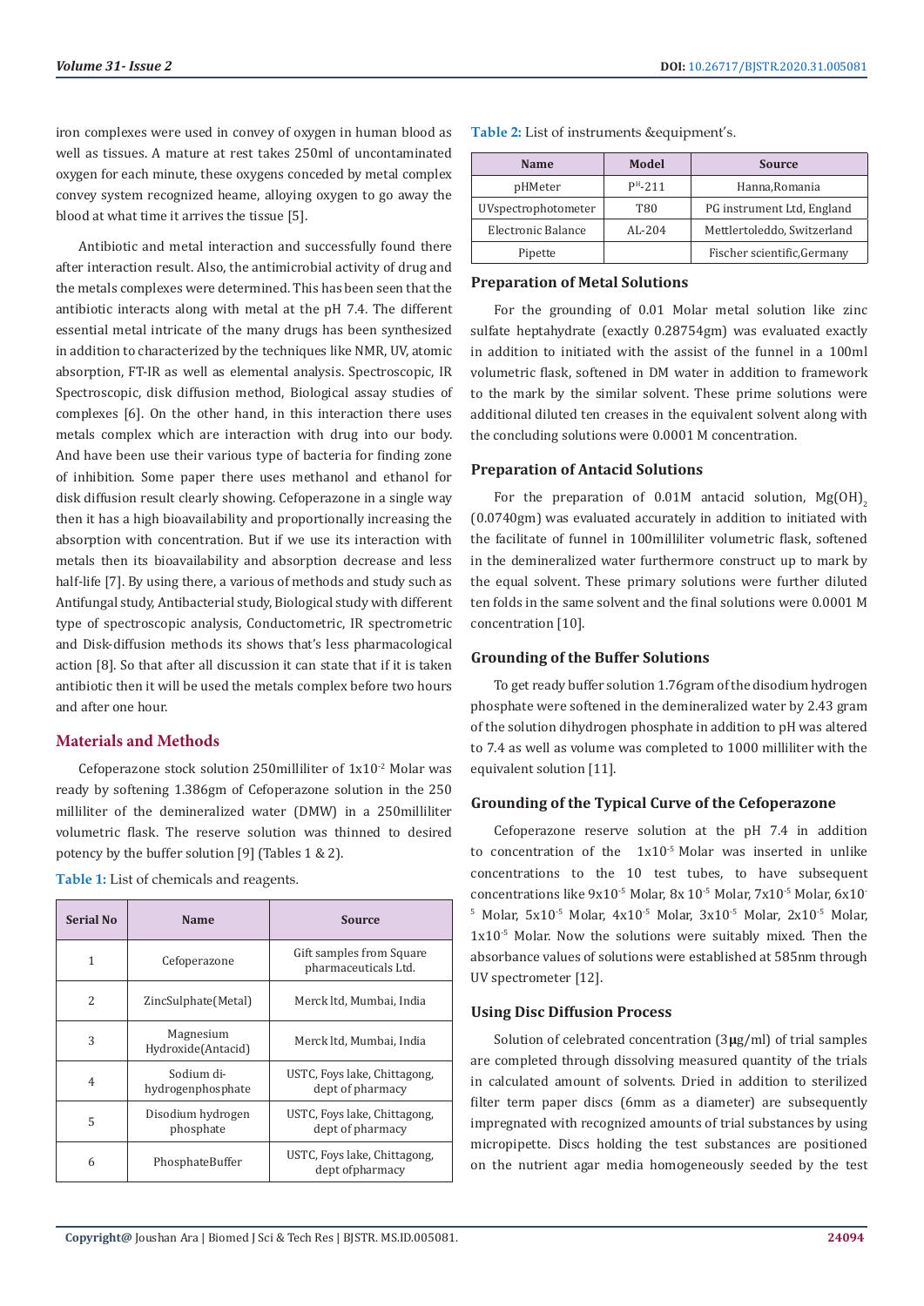iron complexes were used in convey of oxygen in human blood as well as tissues. A mature at rest takes 250ml of uncontaminated oxygen for each minute, these oxygens conceded by metal complex convey system recognized heame, alloying oxygen to go away the blood at what time it arrives the tissue [5].

Antibiotic and metal interaction and successfully found there after interaction result. Also, the antimicrobial activity of drug and the metals complexes were determined. This has been seen that the antibiotic interacts along with metal at the pH 7.4. The different essential metal intricate of the many drugs has been synthesized in addition to characterized by the techniques like NMR, UV, atomic absorption, FT-IR as well as elemental analysis. Spectroscopic, IR Spectroscopic, disk diffusion method, Biological assay studies of complexes [6]. On the other hand, in this interaction there uses metals complex which are interaction with drug into our body. And have been use their various type of bacteria for finding zone of inhibition. Some paper there uses methanol and ethanol for disk diffusion result clearly showing. Cefoperazone in a single way then it has a high bioavailability and proportionally increasing the absorption with concentration. But if we use its interaction with metals then its bioavailability and absorption decrease and less half-life [7]. By using there, a various of methods and study such as Antifungal study, Antibacterial study, Biological study with different type of spectroscopic analysis, Conductometric, IR spectrometric and Disk-diffusion methods its shows that's less pharmacological action [8]. So that after all discussion it can state that if it is taken antibiotic then it will be used the metals complex before two hours and after one hour.

## Materials and Methods

Cefoperazone stock solution 250milliliter of $1x10^{-2}$ Molar was ready by softening 1.386gm of Cefoperazone solution in the 250 milliliter of the demineralized water (DMW) in a 250milliliter volumetric flask. The reserve solution was thinned to desired potency by the buffer solution [9] (Tables 1 & 2).

**Table 1:** List of chemicals and reagents.

| Serial No | Name | Source |
|---|---|---|
| 1 | Cefoperazone | Gift samples from Square pharmaceuticals Ltd. |
| 2 | ZincSulphate(Metal) | Merck ltd, Mumbai, India |
| 3 | Magnesium Hydroxide(Antacid) | Merck ltd, Mumbai, India |
| 4 | Sodium di-hydrogenphosphate | USTC, Foys lake, Chittagong, dept of pharmacy |
| 5 | Disodium hydrogen phosphate | USTC, Foys lake, Chittagong, dept of pharmacy |
| 6 | PhosphateBuffer | USTC, Foys lake, Chittagong, dept ofpharmacy |

**Table 2:** List of instruments &equipment's.

| Name | Model | Source |
|---|---|---|
| pHMeter | $P^{H}$-211 | Hanna,Romania |
| UVspectrophotometer | T80 | PG instrument Ltd, England |
| Electronic Balance | AL-204 | Mettlertoleddo, Switzerland |
| Pipette | | Fischer scientific,Germany |

### Preparation of Metal Solutions

For the grounding of 0.01 Molar metal solution like zinc sulfate heptahydrate (exactly 0.28754gm) was evaluated exactly in addition to initiated with the assist of the funnel in a 100ml volumetric flask, softened in DM water in addition to framework to the mark by the similar solvent. These prime solutions were additional diluted ten creases in the equivalent solvent along with the concluding solutions were 0.0001 M concentration.

### Preparation of Antacid Solutions

For the preparation of 0.01M antacid solution, $Mg(OH)_2$ (0.0740gm) was evaluated accurately in addition to initiated with the facilitate of funnel in 100milliliter volumetric flask, softened in the demineralized water furthermore construct up to mark by the equal solvent. These primary solutions were further diluted ten folds in the same solvent and the final solutions were 0.0001 M concentration [10].

### Grounding of the Buffer Solutions

To get ready buffer solution 1.76gram of the disodium hydrogen phosphate were softened in the demineralized water by 2.43 gram of the solution dihydrogen phosphate in addition to pH was altered to 7.4 as well as volume was completed to 1000 milliliter with the equivalent solution [11].

### Grounding of the Typical Curve of the Cefoperazone

Cefoperazone reserve solution at the pH 7.4 in addition to concentration of the $1x10^{-5}$ Molar was inserted in unlike concentrations to the 10 test tubes, to have subsequent concentrations like $9x10^{-5}$ Molar, $8x 10^{-5}$ Molar, $7x10^{-5}$ Molar, $6x10^{-5}$ Molar, $5x10^{-5}$ Molar, $4x10^{-5}$ Molar, $3x10^{-5}$ Molar, $2x10^{-5}$ Molar, $1x10^{-5}$ Molar. Now the solutions were suitably mixed. Then the absorbance values of solutions were established at 585nm through UV spectrometer [12].

### Using Disc Diffusion Process

Solution of celebrated concentration (3µg/ml) of trial samples are completed through dissolving measured quantity of the trials in calculated amount of solvents. Dried in addition to sterilized filter term paper discs (6mm as a diameter) are subsequently impregnated with recognized amounts of trial substances by using micropipette. Discs holding the test substances are positioned on the nutrient agar media homogeneously seeded by the test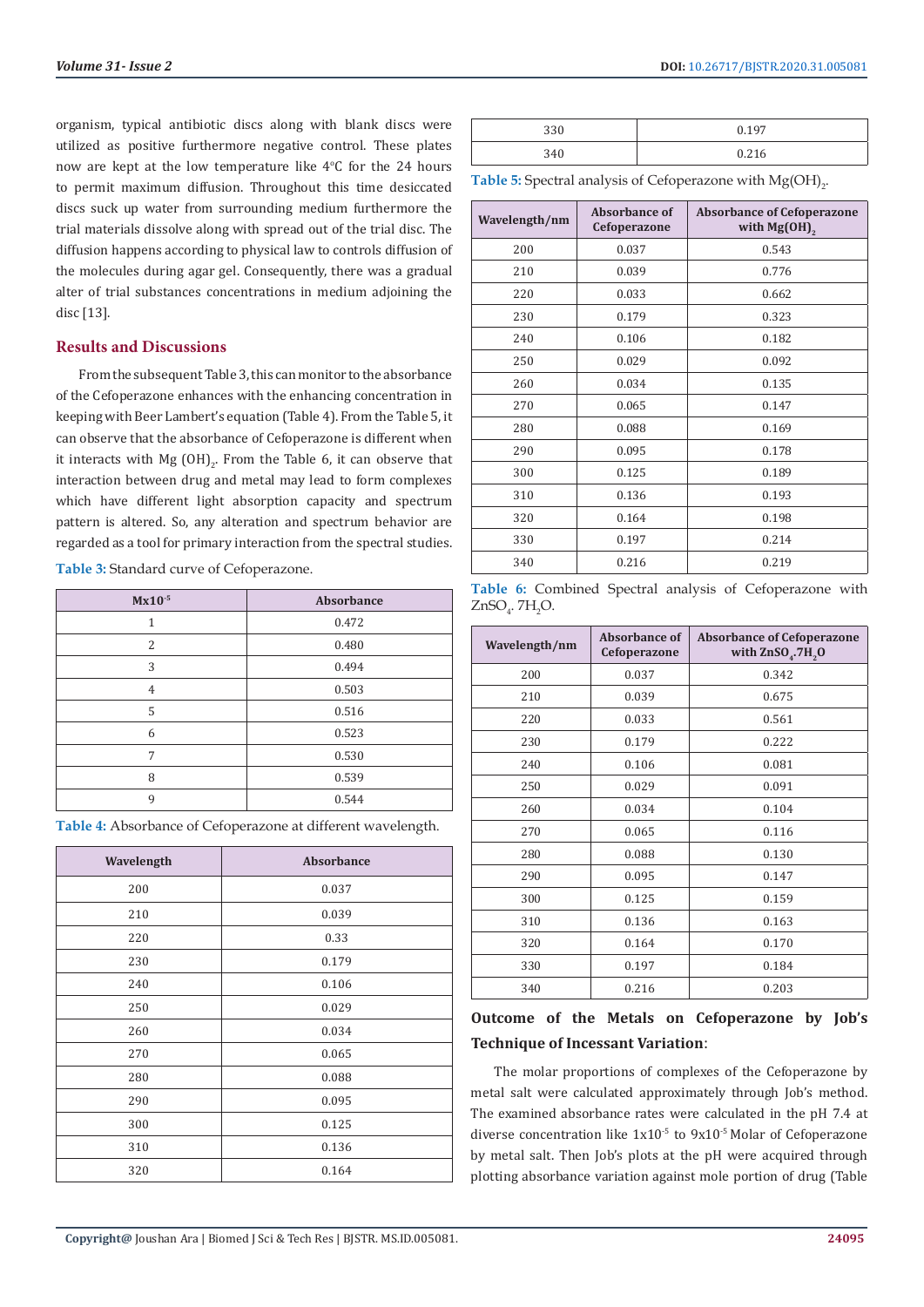organism, typical antibiotic discs along with blank discs were utilized as positive furthermore negative control. These plates now are kept at the low temperature like 4°C for the 24 hours to permit maximum diffusion. Throughout this time desiccated discs suck up water from surrounding medium furthermore the trial materials dissolve along with spread out of the trial disc. The diffusion happens according to physical law to controls diffusion of the molecules during agar gel. Consequently, there was a gradual alter of trial substances concentrations in medium adjoining the disc [13].

## Results and Discussions

From the subsequent Table 3, this can monitor to the absorbance of the Cefoperazone enhances with the enhancing concentration in keeping with Beer Lambert's equation (Table 4). From the Table 5, it can observe that the absorbance of Cefoperazone is different when it interacts with Mg $(OH)_2$. From the Table 6, it can observe that interaction between drug and metal may lead to form complexes which have different light absorption capacity and spectrum pattern is altered. So, any alteration and spectrum behavior are regarded as a tool for primary interaction from the spectral studies.

**Table 3:** Standard curve of Cefoperazone.

| $Mx10^{-5}$ | Absorbance |
|---|---|
| 1 | 0.472 |
| 2 | 0.480 |
| 3 | 0.494 |
| 4 | 0.503 |
| 5 | 0.516 |
| 6 | 0.523 |
| 7 | 0.530 |
| 8 | 0.539 |
| 9 | 0.544 |

**Table 4:** Absorbance of Cefoperazone at different wavelength.

| Wavelength | Absorbance |
|---|---|
| 200 | 0.037 |
| 210 | 0.039 |
| 220 | 0.33 |
| 230 | 0.179 |
| 240 | 0.106 |
| 250 | 0.029 |
| 260 | 0.034 |
| 270 | 0.065 |
| 280 | 0.088 |
| 290 | 0.095 |
| 300 | 0.125 |
| 310 | 0.136 |
| 320 | 0.164 |
| 330 | 0.197 |
| 340 | 0.216 |

**Table 5:** Spectral analysis of Cefoperazone with $Mg(OH)_2$.

| Wavelength/nm | Absorbance of Cefoperazone | Absorbance of Cefoperazone with $Mg(OH)_2$ |
|---|---|---|
| 200 | 0.037 | 0.543 |
| 210 | 0.039 | 0.776 |
| 220 | 0.033 | 0.662 |
| 230 | 0.179 | 0.323 |
| 240 | 0.106 | 0.182 |
| 250 | 0.029 | 0.092 |
| 260 | 0.034 | 0.135 |
| 270 | 0.065 | 0.147 |
| 280 | 0.088 | 0.169 |
| 290 | 0.095 | 0.178 |
| 300 | 0.125 | 0.189 |
| 310 | 0.136 | 0.193 |
| 320 | 0.164 | 0.198 |
| 330 | 0.197 | 0.214 |
| 340 | 0.216 | 0.219 |

**Table 6:** Combined Spectral analysis of Cefoperazone with $ZnSO_4.7H_2O$.

| Wavelength/nm | Absorbance of Cefoperazone | Absorbance of Cefoperazone with $ZnSO_4.7H_2O$ |
|---|---|---|
| 200 | 0.037 | 0.342 |
| 210 | 0.039 | 0.675 |
| 220 | 0.033 | 0.561 |
| 230 | 0.179 | 0.222 |
| 240 | 0.106 | 0.081 |
| 250 | 0.029 | 0.091 |
| 260 | 0.034 | 0.104 |
| 270 | 0.065 | 0.116 |
| 280 | 0.088 | 0.130 |
| 290 | 0.095 | 0.147 |
| 300 | 0.125 | 0.159 |
| 310 | 0.136 | 0.163 |
| 320 | 0.164 | 0.170 |
| 330 | 0.197 | 0.184 |
| 340 | 0.216 | 0.203 |

### Outcome of the Metals on Cefoperazone by Job's Technique of Incessant Variation:

The molar proportions of complexes of the Cefoperazone by metal salt were calculated approximately through Job's method. The examined absorbance rates were calculated in the pH 7.4 at diverse concentration like $1x10^{-5}$ to $9x10^{-5}$ Molar of Cefoperazone by metal salt. Then Job's plots at the pH were acquired through plotting absorbance variation against mole portion of drug (Table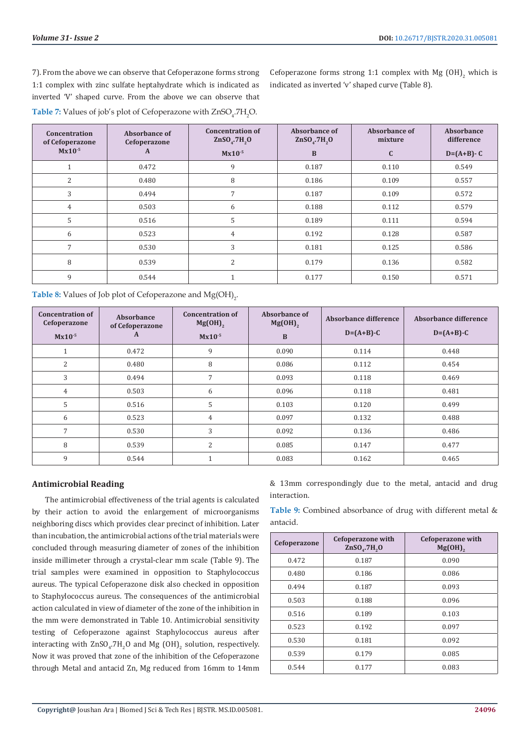7). From the above we can observe that Cefoperazone forms strong 1:1 complex with zinc sulfate heptahydrate which is indicated as inverted 'V' shaped curve. From the above we can observe that Cefoperazone forms strong 1:1 complex with Mg $(OH)_2$ which is indicated as inverted 'v' shaped curve (Table 8).

**Table 7:** Values of job's plot of Cefoperazone with $ZnSO_4.7H_2O$.

| Concentration of Cefoperazone $Mx10^{-5}$ | Absorbance of Cefoperazone A | Concentration of $ZnSO_4.7H_2O$ $Mx10^{-5}$ | Absorbance of $ZnSO_4.7H_2O$ B | Absorbance of mixture C | Absorbance difference D=(A+B)- C |
|---|---|---|---|---|---|
| 1 | 0.472 | 9 | 0.187 | 0.110 | 0.549 |
| 2 | 0.480 | 8 | 0.186 | 0.109 | 0.557 |
| 3 | 0.494 | 7 | 0.187 | 0.109 | 0.572 |
| 4 | 0.503 | 6 | 0.188 | 0.112 | 0.579 |
| 5 | 0.516 | 5 | 0.189 | 0.111 | 0.594 |
| 6 | 0.523 | 4 | 0.192 | 0.128 | 0.587 |
| 7 | 0.530 | 3 | 0.181 | 0.125 | 0.586 |
| 8 | 0.539 | 2 | 0.179 | 0.136 | 0.582 |
| 9 | 0.544 | 1 | 0.177 | 0.150 | 0.571 |

**Table 8:** Values of Job plot of Cefoperazone and $Mg(OH)_2$.

| Concentration of Cefoperazone $Mx10^{-5}$ | Absorbance of Cefoperazone A | Concentration of $Mg(OH)_2$ $Mx10^{-5}$ | Absorbance of $Mg(OH)_2$ B | Absorbance difference D=(A+B)-C | Absorbance difference D=(A+B)-C |
|---|---|---|---|---|---|
| 1 | 0.472 | 9 | 0.090 | 0.114 | 0.448 |
| 2 | 0.480 | 8 | 0.086 | 0.112 | 0.454 |
| 3 | 0.494 | 7 | 0.093 | 0.118 | 0.469 |
| 4 | 0.503 | 6 | 0.096 | 0.118 | 0.481 |
| 5 | 0.516 | 5 | 0.103 | 0.120 | 0.499 |
| 6 | 0.523 | 4 | 0.097 | 0.132 | 0.488 |
| 7 | 0.530 | 3 | 0.092 | 0.136 | 0.486 |
| 8 | 0.539 | 2 | 0.085 | 0.147 | 0.477 |
| 9 | 0.544 | 1 | 0.083 | 0.162 | 0.465 |

## Antimicrobial Reading

The antimicrobial effectiveness of the trial agents is calculated by their action to avoid the enlargement of microorganisms neighboring discs which provides clear precinct of inhibition. Later than incubation, the antimicrobial actions of the trial materials were concluded through measuring diameter of zones of the inhibition inside millimeter through a crystal-clear mm scale (Table 9). The trial samples were examined in opposition to Staphylococcus aureus. The typical Cefoperazone disk also checked in opposition to Staphylococcus aureus. The consequences of the antimicrobial action calculated in view of diameter of the zone of the inhibition in the mm were demonstrated in Table 10. Antimicrobial sensitivity testing of Cefoperazone against Staphylococcus aureus after interacting with $ZnSO_4.7H_2O$ and Mg $(OH)_2$ solution, respectively. Now it was proved that zone of the inhibition of the Cefoperazone through Metal and antacid Zn, Mg reduced from 16mm to 14mm & 13mm correspondingly due to the metal, antacid and drug interaction.

**Table 9:** Combined absorbance of drug with different metal & antacid.

| Cefoperazone | Cefoperazone with $ZnSO_4.7H_2O$ | Cefoperazone with $Mg(OH)_2$ |
|---|---|---|
| 0.472 | 0.187 | 0.090 |
| 0.480 | 0.186 | 0.086 |
| 0.494 | 0.187 | 0.093 |
| 0.503 | 0.188 | 0.096 |
| 0.516 | 0.189 | 0.103 |
| 0.523 | 0.192 | 0.097 |
| 0.530 | 0.181 | 0.092 |
| 0.539 | 0.179 | 0.085 |
| 0.544 | 0.177 | 0.083 |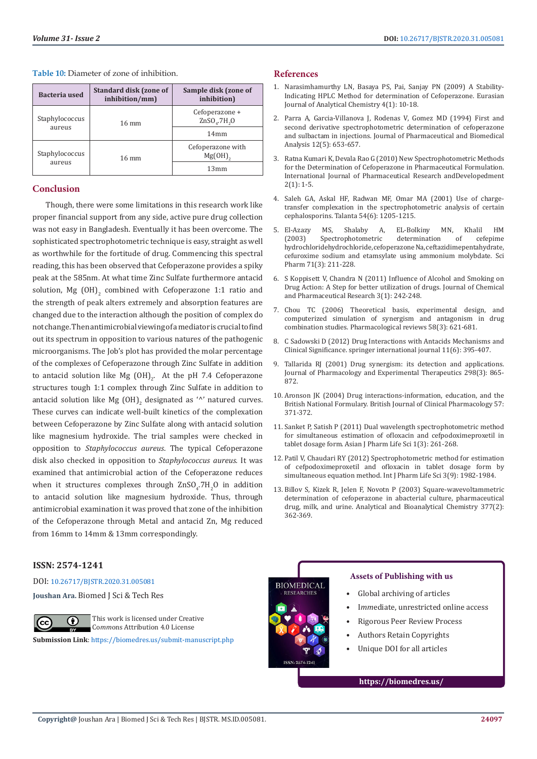**Table 10:** Diameter of zone of inhibition.

| Bacteria used | Standard disk (zone of inhibition/mm) | Sample disk (zone of inhibition) |
|---|---|---|
| Staphylococcus aureus | 16 mm | Cefoperazone + $ZnSO_4.7H_2O$ |
| | | 14mm |
| Staphylococcus aureus | 16 mm | Cefoperazone with $Mg(OH)_2$ |
| | | 13mm |

## Conclusion

Though, there were some limitations in this research work like proper financial support from any side, active pure drug collection was not easy in Bangladesh. Eventually it has been overcome. The sophisticated spectrophotometric technique is easy, straight as well as worthwhile for the fortitude of drug. Commencing this spectral reading, this has been observed that Cefoperazone provides a spiky peak at the 585nm. At what time Zinc Sulfate furthermore antacid solution, Mg $(OH)_2$ combined with Cefoperazone 1:1 ratio and the strength of peak alters extremely and absorption features are changed due to the interaction although the position of complex do not change. Then antimicrobial viewing of a mediator is crucial to find out its spectrum in opposition to various natures of the pathogenic microorganisms. The Job's plot has provided the molar percentage of the complexes of Cefoperazone through Zinc Sulfate in addition to antacid solution like Mg $(OH)_2$. At the pH 7.4 Cefoperazone structures tough 1:1 complex through Zinc Sulfate in addition to antacid solution like Mg $(OH)_2$ designated as '^' natured curves. These curves can indicate well-built kinetics of the complexation between Cefoperazone by Zinc Sulfate along with antacid solution like magnesium hydroxide. The trial samples were checked in opposition to *Staphylococcus aureus*. The typical Cefoperazone disk also checked in opposition to *Staphylococcus aureus.* It was examined that antimicrobial action of the Cefoperazone reduces when it structures complexes through $ZnSO_4.7H_2O$ in addition to antacid solution like magnesium hydroxide. Thus, through antimicrobial examination it was proved that zone of the inhibition of the Cefoperazone through Metal and antacid Zn, Mg reduced from 16mm to 14mm & 13mm correspondingly.

## References

1. Narasimhamurthy LN, Basaya PS, Pai, Sanjay PN (2009) A Stability-Indicating HPLC Method for determination of Cefoperazone. Eurasian Journal of Analytical Chemistry 4(1): 10-18.
2. Parra A, Garcia-Villanova J, Rodenas V, Gomez MD (1994) First and second derivative spectrophotometric determination of cefoperazone and sulbactam in injections. Journal of Pharmaceutical and Biomedical Analysis 12(5): 653-657.
3. Ratna Kumari K, Devala Rao G (2010) New Spectrophotometric Methods for the Determination of Cefoperazone in Pharmaceutical Formulation. International Journal of Pharmaceutical Research andDevelopedment 2(1): 1-5.
4. Saleh GA, Askal HF, Radwan MF, Omar MA (2001) Use of charge-transfer complexation in the spectrophotometric analysis of certain cephalosporins. Talanta 54(6): 1205-1215.
5. El-Azazy MS, Shalaby A, EL-Bolkiny MN, Khalil HM (2003) Spectrophotometric determination of cefepime hydrochloridehydrochloride, cefoperazone Na, ceftazidimepentahydrate, cefuroxime sodium and etamsylate using ammonium molybdate. Sci Pharm 71(3): 211-228.
6. S Koppisett V, Chandra N (2011) Influence of Alcohol and Smoking on Drug Action: A Step for better utilization of drugs. Journal of Chemical and Pharmaceutical Research 3(1): 242-248.
7. Chou TC (2006) Theoretical basis, experimental design, and computerized simulation of synergism and antagonism in drug combination studies. Pharmacological reviews 58(3): 621-681.
8. C Sadowski D (2012) Drug Interactions with Antacids Mechanisms and Clinical Significance. springer international journal 11(6): 395-407.
9. Tallarida RJ (2001) Drug synergism: its detection and applications. Journal of Pharmacology and Experimental Therapeutics 298(3): 865-872.
10. Aronson JK (2004) Drug interactions-information, education, and the British National Formulary. British Journal of Clinical Pharmacology 57: 371-372.
11. Sanket P, Satish P (2011) Dual wavelength spectrophotometric method for simultaneous estimation of ofloxacin and cefpodoximeproxetil in tablet dosage form. Asian J Pharm Life Sci 1(3): 261-268.
12. Patil V, Chaudari RY (2012) Spectrophotometric method for estimation of cefpodoximeproxetil and ofloxacin in tablet dosage form by simultaneous equation method. Int J Pharm Life Sci 3(9): 1982-1984.
13. Billov S, Kizek R, Jelen F, Novotn P (2003) Square-wavevoltammetric determination of cefoperazone in abacterial culture, pharmaceutical drug, milk, and urine. Analytical and Bioanalytical Chemistry 377(2): 362-369.

**ISSN: 2574-1241**

DOI: 10.26717/BJSTR.2020.31.005081

**Joushan Ara.** Biomed J Sci & Tech Res

This work is licensed under Creative Commons Attribution 4.0 License

**Submission Link**: https://biomedres.us/submit-manuscript.php

**Assets of Publishing with us**

- Global archiving of articles
- Immediate, unrestricted online access
- Rigorous Peer Review Process
- Authors Retain Copyrights
- Unique DOI for all articles

**https://biomedres.us/**